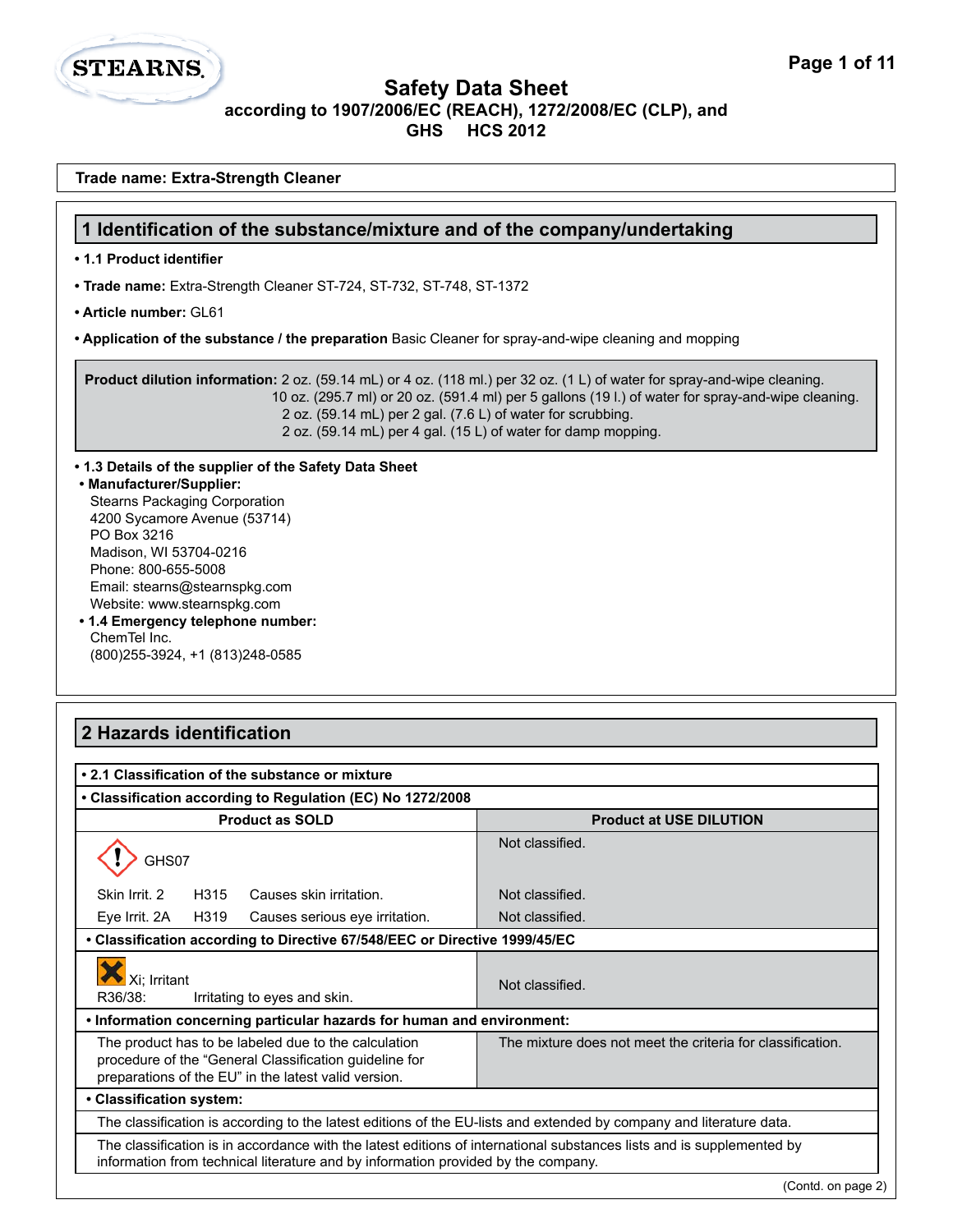# Safety Data Sheet

**according to 1907/2006/EC (REACH), 1272/2008/EC (CLP), and GHS HCS 2012**

**Trade name: Extra-Strength Cleaner**

## 1 Identification of the substance/mixture and of the company/undertaking

- **1.1 Product identifier**
- **Trade name:** Extra-Strength Cleaner ST-724, ST-732, ST-748, ST-1372
- **Article number:** GL61
- **Application of the substance / the preparation** Basic Cleaner for spray-and-wipe cleaning and mopping

**Product dilution information:** 2 oz. (59.14 mL) or 4 oz. (118 ml.) per 32 oz. (1 L) of water for spray-and-wipe cleaning.
10 oz. (295.7 ml) or 20 oz. (591.4 ml) per 5 gallons (19 l.) of water for spray-and-wipe cleaning.
2 oz. (59.14 mL) per 2 gal. (7.6 L) of water for scrubbing.
2 oz. (59.14 mL) per 4 gal. (15 L) of water for damp mopping.

- **1.3 Details of the supplier of the Safety Data Sheet**
- **Manufacturer/Supplier:**
  Stearns Packaging Corporation
  4200 Sycamore Avenue (53714)
  PO Box 3216
  Madison, WI 53704-0216
  Phone: 800-655-5008
  Email: stearns@stearnspkg.com
  Website: www.stearnspkg.com
- **1.4 Emergency telephone number:**
  ChemTel Inc.
  (800)255-3924, +1 (813)248-0585

## 2 Hazards identification

- **2.1 Classification of the substance or mixture**
- **Classification according to Regulation (EC) No 1272/2008**

| Product as SOLD | Product at USE DILUTION |
|---|---|
| GHS07 | Not classified. |
| Skin Irrit. 2 H315 Causes skin irritation. | Not classified. |
| Eye Irrit. 2A H319 Causes serious eye irritation. | Not classified. |

- **Classification according to Directive 67/548/EEC or Directive 1999/45/EC**

| Product as SOLD | Product at USE DILUTION |
|---|---|
| Xi; Irritant<br>R36/38: Irritating to eyes and skin. | Not classified. |

- **Information concerning particular hazards for human and environment:**

| Product as SOLD | Product at USE DILUTION |
|---|---|
| The product has to be labeled due to the calculation procedure of the "General Classification guideline for preparations of the EU" in the latest valid version. | The mixture does not meet the criteria for classification. |

- **Classification system:**

The classification is according to the latest editions of the EU-lists and extended by company and literature data.

The classification is in accordance with the latest editions of international substances lists and is supplemented by information from technical literature and by information provided by the company.

(Contd. on page 2)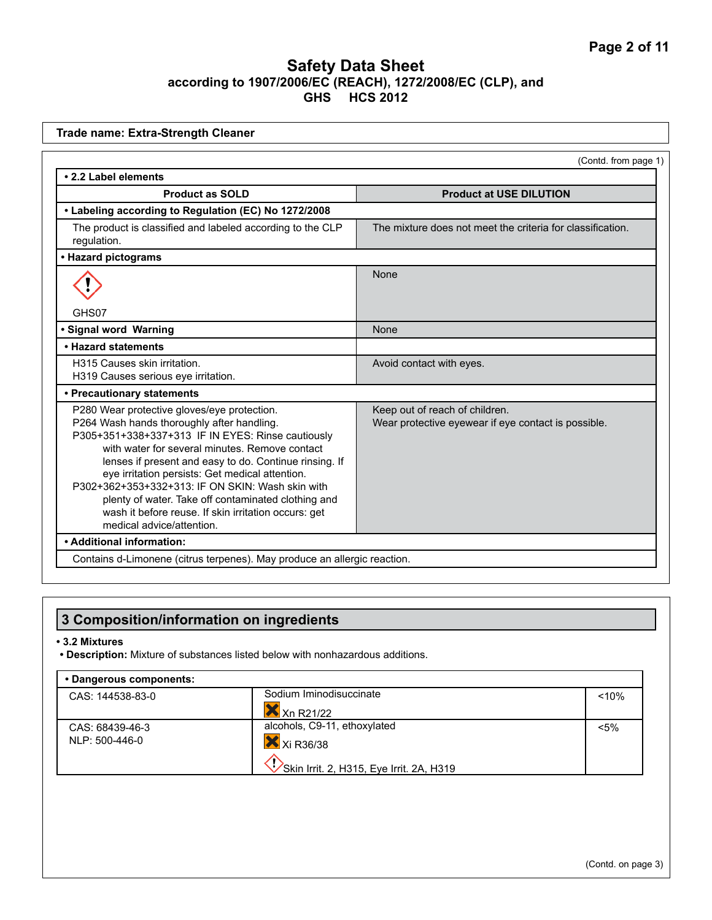# Safety Data Sheet

**according to 1907/2006/EC (REACH), 1272/2008/EC (CLP), and GHS HCS 2012**

**Trade name: Extra-Strength Cleaner**

(Contd. from page 1)

| **• 2.2 Label elements** | |
|---|---|
| **Product as SOLD** | **Product at USE DILUTION** |
| **• Labeling according to Regulation (EC) No 1272/2008** | |
| The product is classified and labeled according to the CLP regulation. | The mixture does not meet the criteria for classification. |
| **• Hazard pictograms** | |
| GHS07 | None |
| **• Signal word Warning** | None |
| **• Hazard statements** | |
| H315 Causes skin irritation.<br>H319 Causes serious eye irritation. | Avoid contact with eyes. |
| **• Precautionary statements** | |
| P280 Wear protective gloves/eye protection.<br>P264 Wash hands thoroughly after handling.<br>P305+351+338+337+313 IF IN EYES: Rinse cautiously with water for several minutes. Remove contact lenses if present and easy to do. Continue rinsing. If eye irritation persists: Get medical attention.<br>P302+362+353+332+313: IF ON SKIN: Wash skin with plenty of water. Take off contaminated clothing and wash it before reuse. If skin irritation occurs: get medical advice/attention. | Keep out of reach of children.<br>Wear protective eyewear if eye contact is possible. |
| **• Additional information:** | |
| Contains d-Limonene (citrus terpenes). May produce an allergic reaction. | |

## 3 Composition/information on ingredients

**• 3.2 Mixtures**

**• Description:** Mixture of substances listed below with nonhazardous additions.

| **• Dangerous components:** | | |
|---|---|---|
| CAS: 144538-83-0 | Sodium Iminodisuccinate<br>Xn R21/22 | <10% |
| CAS: 68439-46-3<br>NLP: 500-446-0 | alcohols, C9-11, ethoxylated<br>Xi R36/38<br>Skin Irrit. 2, H315, Eye Irrit. 2A, H319 | <5% |

(Contd. on page 3)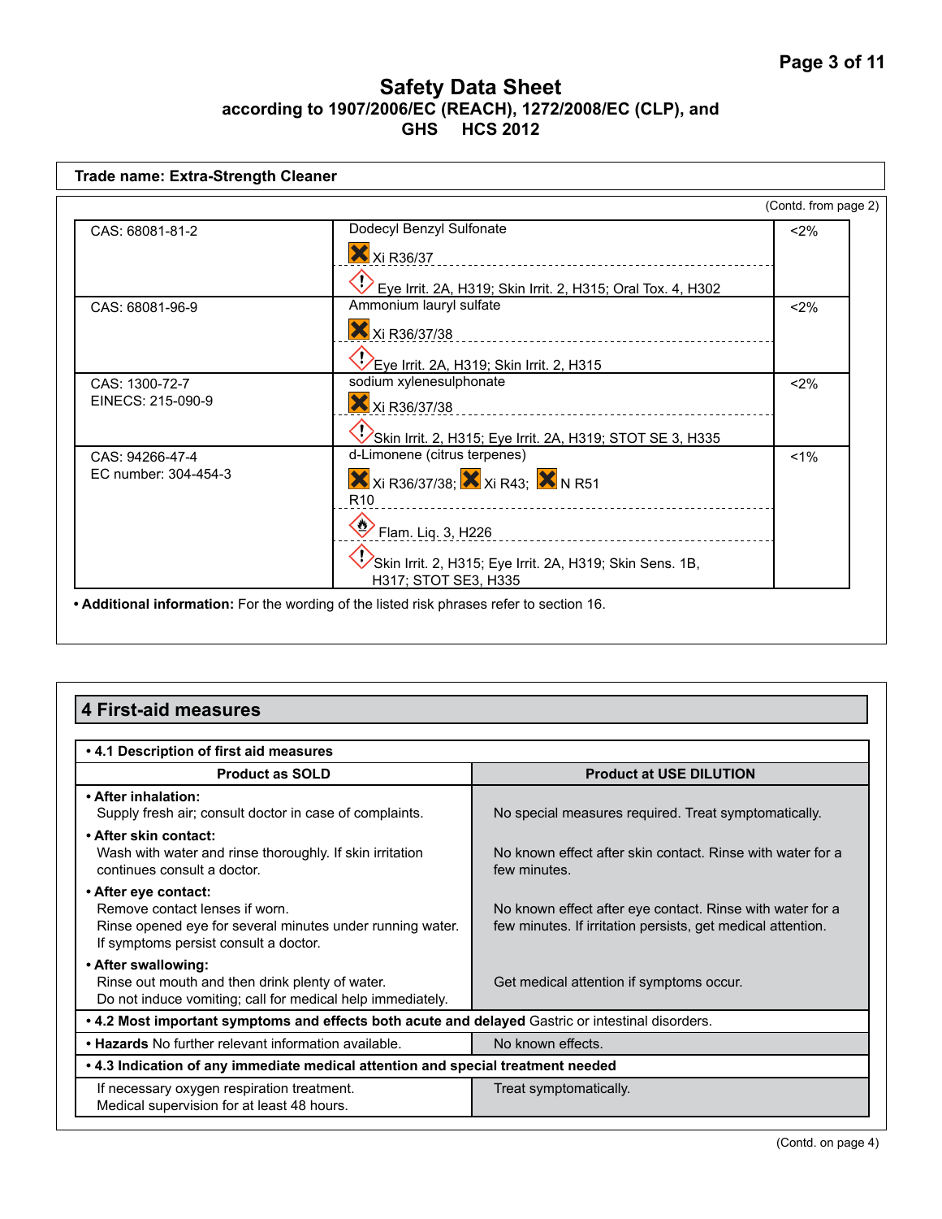## Safety Data Sheet

**according to 1907/2006/EC (REACH), 1272/2008/EC (CLP), and GHS HCS 2012**

**Trade name: Extra-Strength Cleaner**

(Contd. from page 2)

| | | |
|---|---|---|
| CAS: 68081-81-2 | Dodecyl Benzyl Sulfonate<br>Xi R36/37<br>Eye Irrit. 2A, H319; Skin Irrit. 2, H315; Oral Tox. 4, H302 | <2% |
| CAS: 68081-96-9 | Ammonium lauryl sulfate<br>Xi R36/37/38<br>Eye Irrit. 2A, H319; Skin Irrit. 2, H315 | <2% |
| CAS: 1300-72-7<br>EINECS: 215-090-9 | sodium xylenesulphonate<br>Xi R36/37/38<br>Skin Irrit. 2, H315; Eye Irrit. 2A, H319; STOT SE 3, H335 | <2% |
| CAS: 94266-47-4<br>EC number: 304-454-3 | d-Limonene (citrus terpenes)<br>Xi R36/37/38; Xi R43; N R51<br>R10<br>Flam. Liq. 3, H226<br>Skin Irrit. 2, H315; Eye Irrit. 2A, H319; Skin Sens. 1B, H317; STOT SE3, H335 | <1% |

• **Additional information:** For the wording of the listed risk phrases refer to section 16.

## 4 First-aid measures

• **4.1 Description of first aid measures**

| Product as SOLD | Product at USE DILUTION |
|---|---|
| • **After inhalation:**<br>Supply fresh air; consult doctor in case of complaints. | No special measures required. Treat symptomatically. |
| • **After skin contact:**<br>Wash with water and rinse thoroughly. If skin irritation continues consult a doctor. | No known effect after skin contact. Rinse with water for a few minutes. |
| • **After eye contact:**<br>Remove contact lenses if worn.<br>Rinse opened eye for several minutes under running water. If symptoms persist consult a doctor. | No known effect after eye contact. Rinse with water for a few minutes. If irritation persists, get medical attention. |
| • **After swallowing:**<br>Rinse out mouth and then drink plenty of water.<br>Do not induce vomiting; call for medical help immediately. | Get medical attention if symptoms occur. |

• **4.2 Most important symptoms and effects both acute and delayed** Gastric or intestinal disorders.

| | |
|---|---|
| • **Hazards** No further relevant information available. | No known effects. |

• **4.3 Indication of any immediate medical attention and special treatment needed**

| | |
|---|---|
| If necessary oxygen respiration treatment.<br>Medical supervision for at least 48 hours. | Treat symptomatically. |

(Contd. on page 4)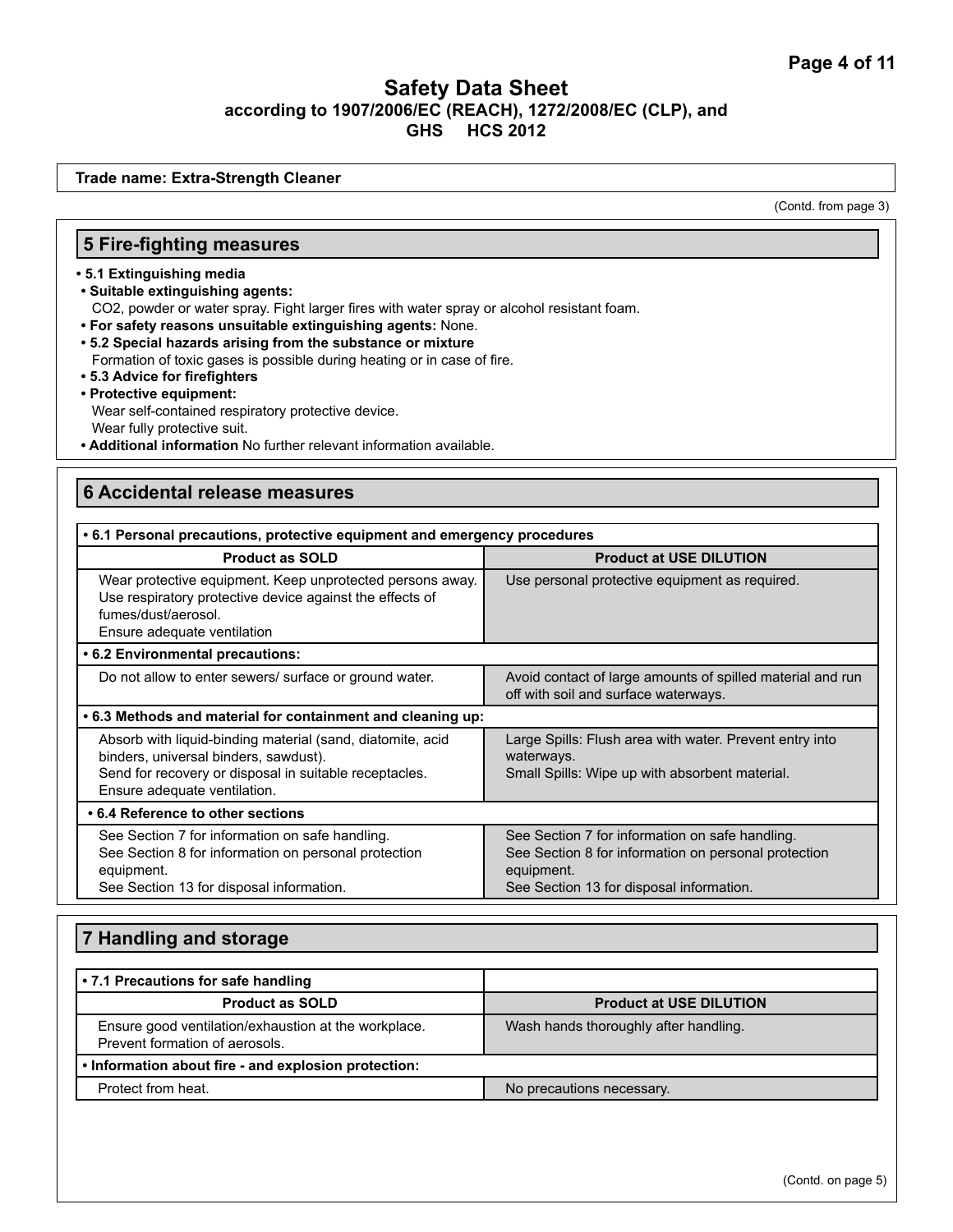# Safety Data Sheet
**according to 1907/2006/EC (REACH), 1272/2008/EC (CLP), and GHS HCS 2012**

**Trade name: Extra-Strength Cleaner**

(Contd. from page 3)

## 5 Fire-fighting measures

- **5.1 Extinguishing media**
- **Suitable extinguishing agents:**
  $CO_2$, powder or water spray. Fight larger fires with water spray or alcohol resistant foam.
- **For safety reasons unsuitable extinguishing agents:** None.
- **5.2 Special hazards arising from the substance or mixture**
  Formation of toxic gases is possible during heating or in case of fire.
- **5.3 Advice for firefighters**
- **Protective equipment:**
  Wear self-contained respiratory protective device.
  Wear fully protective suit.
- **Additional information** No further relevant information available.

## 6 Accidental release measures

| **• 6.1 Personal precautions, protective equipment and emergency procedures** | |
|---|---|
| **Product as SOLD** | **Product at USE DILUTION** |
| Wear protective equipment. Keep unprotected persons away. Use respiratory protective device against the effects of fumes/dust/aerosol. Ensure adequate ventilation | Use personal protective equipment as required. |
| **• 6.2 Environmental precautions:** | |
| Do not allow to enter sewers/ surface or ground water. | Avoid contact of large amounts of spilled material and run off with soil and surface waterways. |
| **• 6.3 Methods and material for containment and cleaning up:** | |
| Absorb with liquid-binding material (sand, diatomite, acid binders, universal binders, sawdust). Send for recovery or disposal in suitable receptacles. Ensure adequate ventilation. | Large Spills: Flush area with water. Prevent entry into waterways. Small Spills: Wipe up with absorbent material. |
| **• 6.4 Reference to other sections** | |
| See Section 7 for information on safe handling. See Section 8 for information on personal protection equipment. See Section 13 for disposal information. | See Section 7 for information on safe handling. See Section 8 for information on personal protection equipment. See Section 13 for disposal information. |

## 7 Handling and storage

| **• 7.1 Precautions for safe handling** | |
|---|---|
| **Product as SOLD** | **Product at USE DILUTION** |
| Ensure good ventilation/exhaustion at the workplace. Prevent formation of aerosols. | Wash hands thoroughly after handling. |
| **• Information about fire - and explosion protection:** | |
| Protect from heat. | No precautions necessary. |

(Contd. on page 5)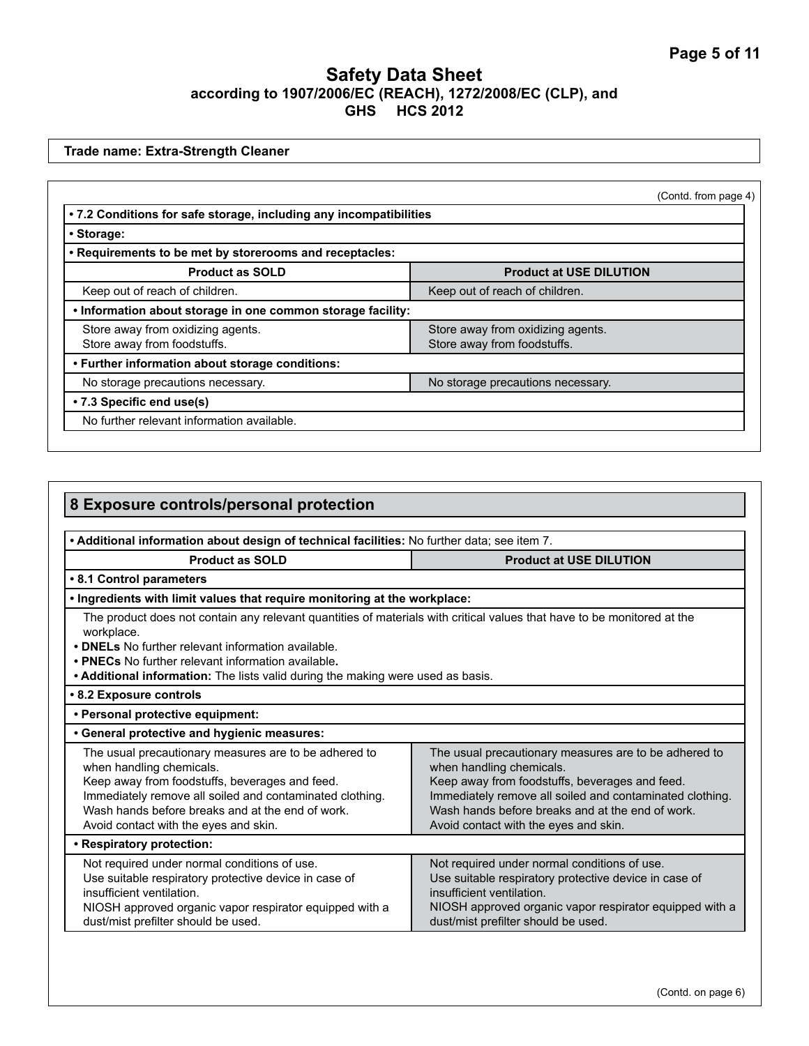# Safety Data Sheet

**according to 1907/2006/EC (REACH), 1272/2008/EC (CLP), and GHS HCS 2012**

**Trade name: Extra-Strength Cleaner**

(Contd. from page 4)

**• 7.2 Conditions for safe storage, including any incompatibilities**

**• Storage:**

**• Requirements to be met by storerooms and receptacles:**

| Product as SOLD | Product at USE DILUTION |
|---|---|
| Keep out of reach of children. | Keep out of reach of children. |

**• Information about storage in one common storage facility:**

| Product as SOLD | Product at USE DILUTION |
|---|---|
| Store away from oxidizing agents.<br>Store away from foodstuffs. | Store away from oxidizing agents.<br>Store away from foodstuffs. |

**• Further information about storage conditions:**

| Product as SOLD | Product at USE DILUTION |
|---|---|
| No storage precautions necessary. | No storage precautions necessary. |

**• 7.3 Specific end use(s)**

No further relevant information available.

## 8 Exposure controls/personal protection

**• Additional information about design of technical facilities:** No further data; see item 7.

**• 8.1 Control parameters**

**• Ingredients with limit values that require monitoring at the workplace:**

The product does not contain any relevant quantities of materials with critical values that have to be monitored at the workplace.

- **DNELs** No further relevant information available.
- **PNECs** No further relevant information available.
- **Additional information:** The lists valid during the making were used as basis.

**• 8.2 Exposure controls**

**• Personal protective equipment:**

**• General protective and hygienic measures:**

| Product as SOLD | Product at USE DILUTION |
|---|---|
| The usual precautionary measures are to be adhered to when handling chemicals.<br>Keep away from foodstuffs, beverages and feed.<br>Immediately remove all soiled and contaminated clothing.<br>Wash hands before breaks and at the end of work.<br>Avoid contact with the eyes and skin. | The usual precautionary measures are to be adhered to when handling chemicals.<br>Keep away from foodstuffs, beverages and feed.<br>Immediately remove all soiled and contaminated clothing.<br>Wash hands before breaks and at the end of work.<br>Avoid contact with the eyes and skin. |

**• Respiratory protection:**

| Product as SOLD | Product at USE DILUTION |
|---|---|
| Not required under normal conditions of use.<br>Use suitable respiratory protective device in case of insufficient ventilation.<br>NIOSH approved organic vapor respirator equipped with a dust/mist prefilter should be used. | Not required under normal conditions of use.<br>Use suitable respiratory protective device in case of insufficient ventilation.<br>NIOSH approved organic vapor respirator equipped with a dust/mist prefilter should be used. |

(Contd. on page 6)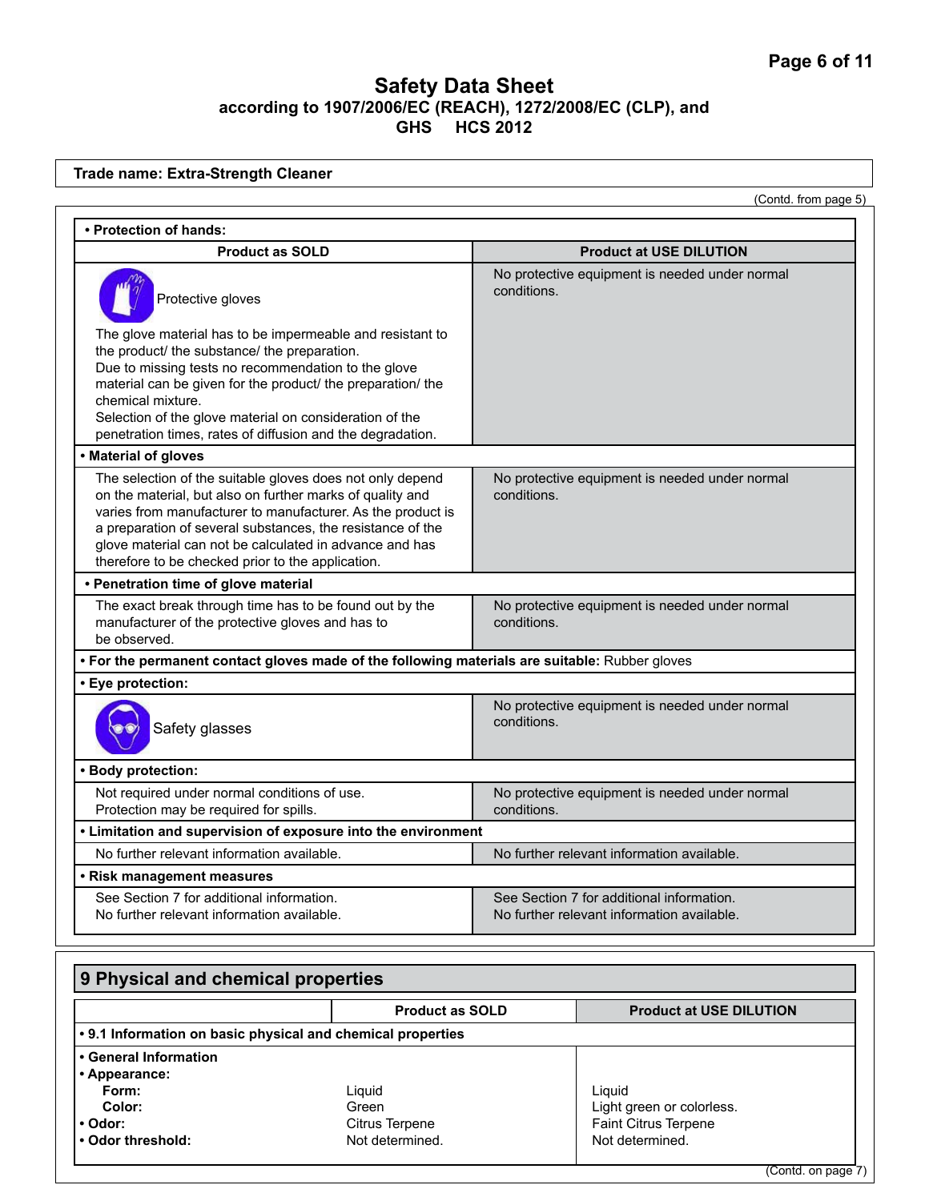**Trade name: Extra-Strength Cleaner**

(Contd. from page 5)

| • Protection of hands: | |
|---|---|
| **Product as SOLD** | **Product at USE DILUTION** |
| Protective gloves<br><br>The glove material has to be impermeable and resistant to the product/ the substance/ the preparation.<br>Due to missing tests no recommendation to the glove material can be given for the product/ the preparation/ the chemical mixture.<br>Selection of the glove material on consideration of the penetration times, rates of diffusion and the degradation. | No protective equipment is needed under normal conditions. |
| **• Material of gloves** | |
| The selection of the suitable gloves does not only depend on the material, but also on further marks of quality and varies from manufacturer to manufacturer. As the product is a preparation of several substances, the resistance of the glove material can not be calculated in advance and has therefore to be checked prior to the application. | No protective equipment is needed under normal conditions. |
| **• Penetration time of glove material** | |
| The exact break through time has to be found out by the manufacturer of the protective gloves and has to be observed. | No protective equipment is needed under normal conditions. |
| **• For the permanent contact gloves made of the following materials are suitable:** Rubber gloves | |
| **• Eye protection:** | |
| Safety glasses | No protective equipment is needed under normal conditions. |
| **• Body protection:** | |
| Not required under normal conditions of use.<br>Protection may be required for spills. | No protective equipment is needed under normal conditions. |
| **• Limitation and supervision of exposure into the environment** | |
| No further relevant information available. | No further relevant information available. |
| **• Risk management measures** | |
| See Section 7 for additional information.<br>No further relevant information available. | See Section 7 for additional information.<br>No further relevant information available. |

## 9 Physical and chemical properties

| | **Product as SOLD** | **Product at USE DILUTION** |
|---|---|---|
| **• 9.1 Information on basic physical and chemical properties** | | |
| **• General Information** | | |
| **• Appearance:** | | |
| **Form:** | Liquid | Liquid |
| **Color:** | Green | Light green or colorless. |
| **• Odor:** | Citrus Terpene | Faint Citrus Terpene |
| **• Odor threshold:** | Not determined. | Not determined. |

(Contd. on page 7)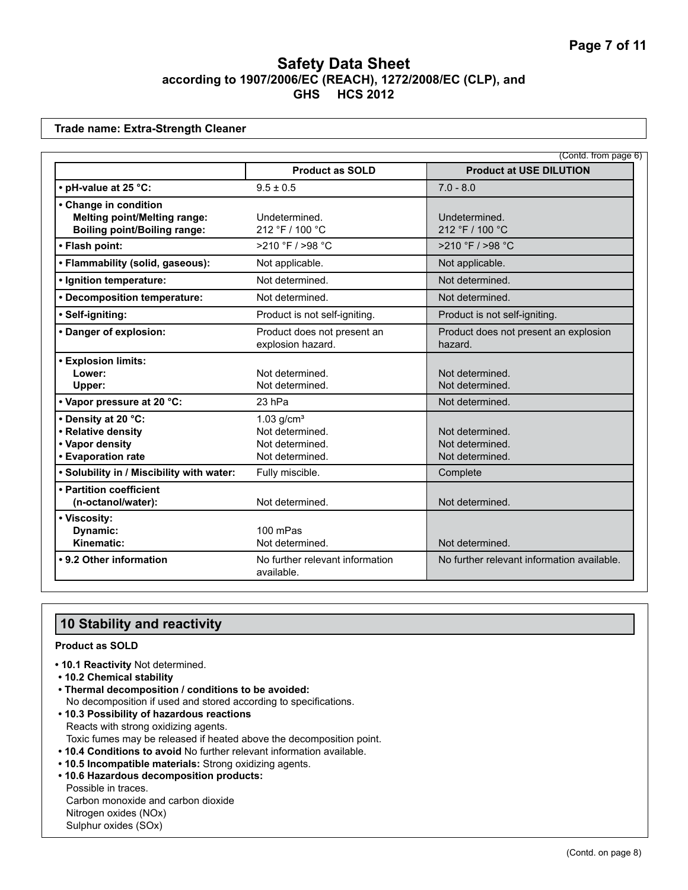# Safety Data Sheet

**according to 1907/2006/EC (REACH), 1272/2008/EC (CLP), and GHS HCS 2012**

**Trade name: Extra-Strength Cleaner**

(Contd. from page 6)

| | Product as SOLD | Product at USE DILUTION |
|---|---|---|
| • pH-value at 25 °C: | 9.5 ± 0.5 | 7.0 - 8.0 |
| • Change in condition<br>Melting point/Melting range:<br>Boiling point/Boiling range: | <br>Undetermined.<br>212 °F / 100 °C | <br>Undetermined.<br>212 °F / 100 °C |
| • Flash point: | >210 °F / >98 °C | >210 °F / >98 °C |
| • Flammability (solid, gaseous): | Not applicable. | Not applicable. |
| • Ignition temperature: | Not determined. | Not determined. |
| • Decomposition temperature: | Not determined. | Not determined. |
| • Self-igniting: | Product is not self-igniting. | Product is not self-igniting. |
| • Danger of explosion: | Product does not present an explosion hazard. | Product does not present an explosion hazard. |
| • Explosion limits:<br>Lower:<br>Upper: | <br>Not determined.<br>Not determined. | <br>Not determined.<br>Not determined. |
| • Vapor pressure at 20 °C: | 23 hPa | Not determined. |
| • Density at 20 °C:<br>• Relative density<br>• Vapor density<br>• Evaporation rate | 1.03 g/cm³<br>Not determined.<br>Not determined.<br>Not determined. | <br>Not determined.<br>Not determined.<br>Not determined. |
| • Solubility in / Miscibility with water: | Fully miscible. | Complete |
| • Partition coefficient (n-octanol/water): | Not determined. | Not determined. |
| • Viscosity:<br>Dynamic:<br>Kinematic: | <br>100 mPas<br>Not determined. | <br><br>Not determined. |
| • 9.2 Other information | No further relevant information available. | No further relevant information available. |

## 10 Stability and reactivity

**Product as SOLD**

- **10.1 Reactivity** Not determined.
- **10.2 Chemical stability**
- **Thermal decomposition / conditions to be avoided:**
  No decomposition if used and stored according to specifications.
- **10.3 Possibility of hazardous reactions**
  Reacts with strong oxidizing agents.
  Toxic fumes may be released if heated above the decomposition point.
- **10.4 Conditions to avoid** No further relevant information available.
- **10.5 Incompatible materials:** Strong oxidizing agents.
- **10.6 Hazardous decomposition products:**
  Possible in traces.
  Carbon monoxide and carbon dioxide
  Nitrogen oxides (NOx)
  Sulphur oxides (SOx)

(Contd. on page 8)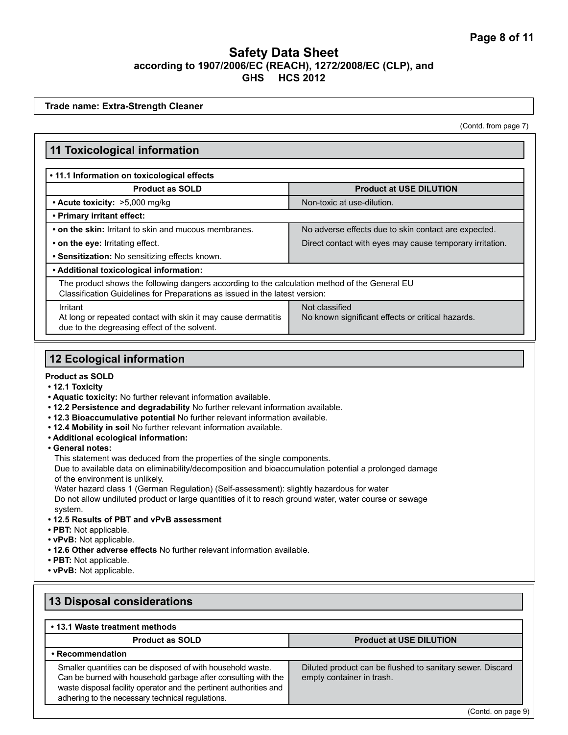# Safety Data Sheet

**according to 1907/2006/EC (REACH), 1272/2008/EC (CLP), and GHS HCS 2012**

**Trade name: Extra-Strength Cleaner**

(Contd. from page 7)

## 11 Toxicological information

| • 11.1 Information on toxicological effects | |
|---|---|
| **Product as SOLD** | **Product at USE DILUTION** |
| **• Acute toxicity:** >5,000 mg/kg | Non-toxic at use-dilution. |
| **• Primary irritant effect:** | |
| **• on the skin:** Irritant to skin and mucous membranes. | No adverse effects due to skin contact are expected. |
| **• on the eye:** Irritating effect.<br>**• Sensitization:** No sensitizing effects known. | Direct contact with eyes may cause temporary irritation. |
| **• Additional toxicological information:** | |
| The product shows the following dangers according to the calculation method of the General EU Classification Guidelines for Preparations as issued in the latest version: | |
| Irritant<br>At long or repeated contact with skin it may cause dermatitis due to the degreasing effect of the solvent. | Not classified<br>No known significant effects or critical hazards. |

## 12 Ecological information

**Product as SOLD**

- **12.1 Toxicity**
- **Aquatic toxicity:** No further relevant information available.
- **12.2 Persistence and degradability** No further relevant information available.
- **12.3 Bioaccumulative potential** No further relevant information available.
- **12.4 Mobility in soil** No further relevant information available.
- **Additional ecological information:**
- **General notes:**

  This statement was deduced from the properties of the single components.
  Due to available data on eliminability/decomposition and bioaccumulation potential a prolonged damage of the environment is unlikely.
  Water hazard class 1 (German Regulation) (Self-assessment): slightly hazardous for water
  Do not allow undiluted product or large quantities of it to reach ground water, water course or sewage system.
- **12.5 Results of PBT and vPvB assessment**
- **PBT:** Not applicable.
- **vPvB:** Not applicable.
- **12.6 Other adverse effects** No further relevant information available.
- **PBT:** Not applicable.
- **vPvB:** Not applicable.

## 13 Disposal considerations

| • 13.1 Waste treatment methods | |
|---|---|
| **Product as SOLD** | **Product at USE DILUTION** |
| **• Recommendation** | |
| Smaller quantities can be disposed of with household waste. Can be burned with household garbage after consulting with the waste disposal facility operator and the pertinent authorities and adhering to the necessary technical regulations. | Diluted product can be flushed to sanitary sewer. Discard empty container in trash. |

(Contd. on page 9)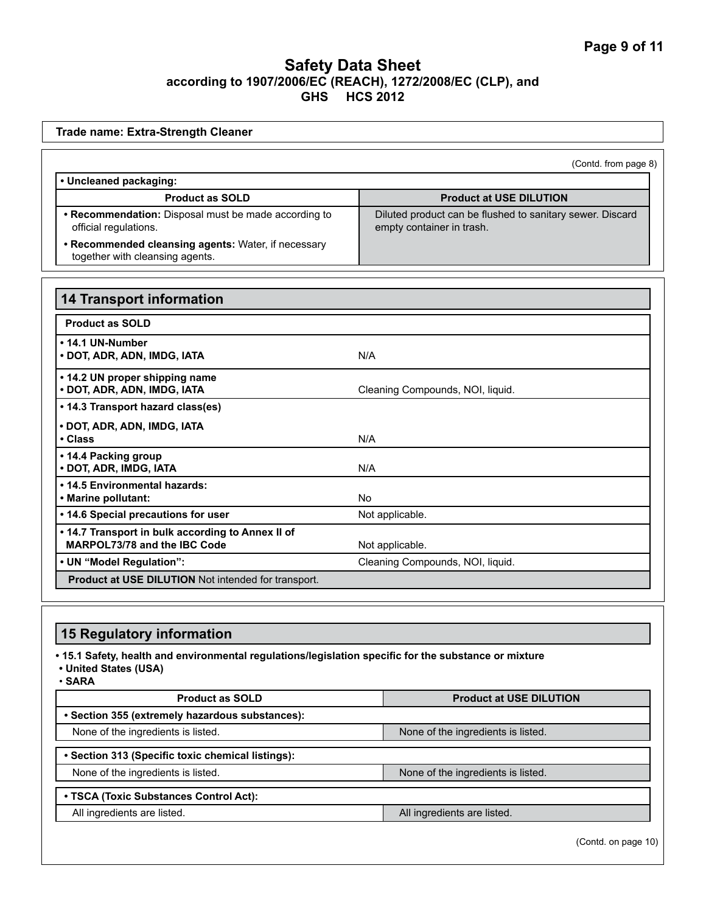**Trade name: Extra-Strength Cleaner**

(Contd. from page 8)

**• Uncleaned packaging:**

| Product as SOLD | Product at USE DILUTION |
|---|---|
| **• Recommendation:** Disposal must be made according to official regulations.<br>**• Recommended cleansing agents:** Water, if necessary together with cleansing agents. | Diluted product can be flushed to sanitary sewer. Discard empty container in trash. |

## 14 Transport information

| **Product as SOLD** | |
|---|---|
| **• 14.1 UN-Number**<br>**• DOT, ADR, ADN, IMDG, IATA** | N/A |
| **• 14.2 UN proper shipping name**<br>**• DOT, ADR, ADN, IMDG, IATA** | Cleaning Compounds, NOI, liquid. |
| **• 14.3 Transport hazard class(es)**<br>**• DOT, ADR, ADN, IMDG, IATA**<br>**• Class** | N/A |
| **• 14.4 Packing group**<br>**• DOT, ADR, IMDG, IATA** | N/A |
| **• 14.5 Environmental hazards:**<br>**• Marine pollutant:** | No |
| **• 14.6 Special precautions for user** | Not applicable. |
| **• 14.7 Transport in bulk according to Annex II of MARPOL73/78 and the IBC Code** | Not applicable. |
| **• UN "Model Regulation":** | Cleaning Compounds, NOI, liquid. |

**Product at USE DILUTION** Not intended for transport.

## 15 Regulatory information

**• 15.1 Safety, health and environmental regulations/legislation specific for the substance or mixture**

**• United States (USA)**

**• SARA**

| Product as SOLD | Product at USE DILUTION |
|---|---|
| **• Section 355 (extremely hazardous substances):** | |
| None of the ingredients is listed. | None of the ingredients is listed. |
| **• Section 313 (Specific toxic chemical listings):** | |
| None of the ingredients is listed. | None of the ingredients is listed. |
| **• TSCA (Toxic Substances Control Act):** | |
| All ingredients are listed. | All ingredients are listed. |

(Contd. on page 10)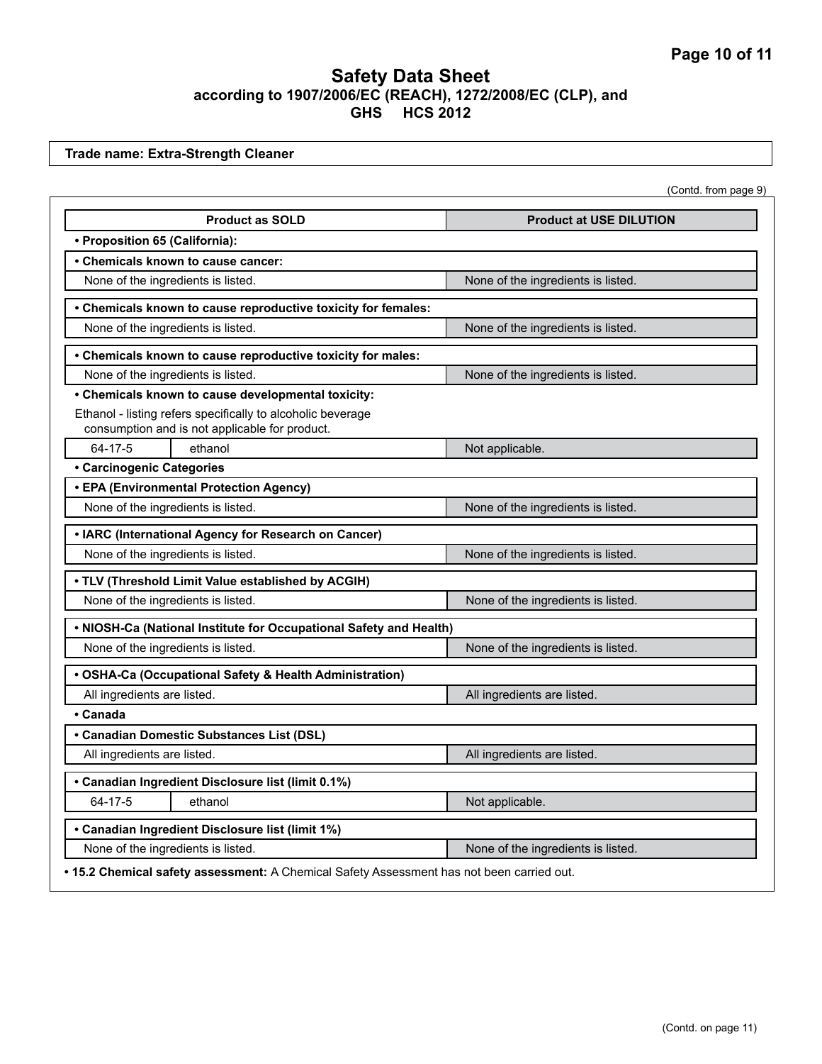**Trade name: Extra-Strength Cleaner**

(Contd. from page 9)

| Product as SOLD | | Product at USE DILUTION |
|---|---|---|
| **• Proposition 65 (California):** | | |
| **• Chemicals known to cause cancer:** | | |
| None of the ingredients is listed. | | None of the ingredients is listed. |
| **• Chemicals known to cause reproductive toxicity for females:** | | |
| None of the ingredients is listed. | | None of the ingredients is listed. |
| **• Chemicals known to cause reproductive toxicity for males:** | | |
| None of the ingredients is listed. | | None of the ingredients is listed. |
| **• Chemicals known to cause developmental toxicity:** | | |
| Ethanol - listing refers specifically to alcoholic beverage consumption and is not applicable for product. | | |
| 64-17-5 | ethanol | Not applicable. |
| **• Carcinogenic Categories** | | |
| **• EPA (Environmental Protection Agency)** | | |
| None of the ingredients is listed. | | None of the ingredients is listed. |
| **• IARC (International Agency for Research on Cancer)** | | |
| None of the ingredients is listed. | | None of the ingredients is listed. |
| **• TLV (Threshold Limit Value established by ACGIH)** | | |
| None of the ingredients is listed. | | None of the ingredients is listed. |
| **• NIOSH-Ca (National Institute for Occupational Safety and Health)** | | |
| None of the ingredients is listed. | | None of the ingredients is listed. |
| **• OSHA-Ca (Occupational Safety & Health Administration)** | | |
| All ingredients are listed. | | All ingredients are listed. |
| **• Canada** | | |
| **• Canadian Domestic Substances List (DSL)** | | |
| All ingredients are listed. | | All ingredients are listed. |
| **• Canadian Ingredient Disclosure list (limit 0.1%)** | | |
| 64-17-5 | ethanol | Not applicable. |
| **• Canadian Ingredient Disclosure list (limit 1%)** | | |
| None of the ingredients is listed. | | None of the ingredients is listed. |

**• 15.2 Chemical safety assessment:** A Chemical Safety Assessment has not been carried out.

(Contd. on page 11)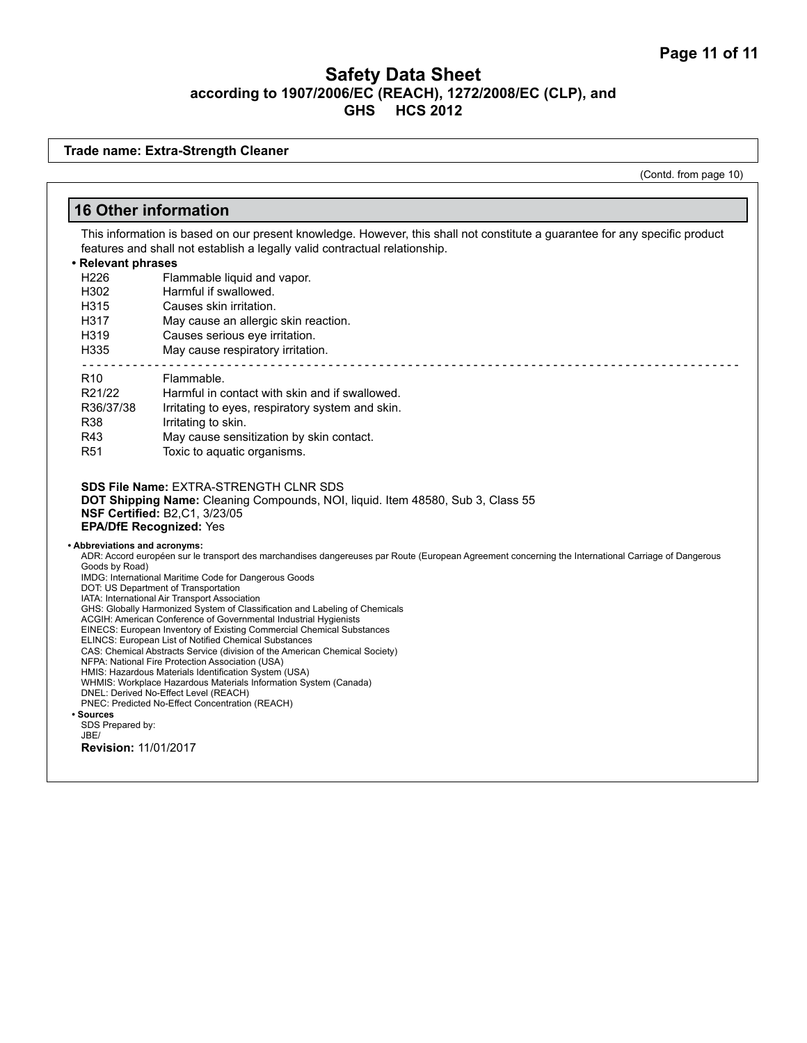Trade name: Extra-Strength Cleaner

(Contd. from page 10)

## 16 Other information

This information is based on our present knowledge. However, this shall not constitute a guarantee for any specific product features and shall not establish a legally valid contractual relationship.

**• Relevant phrases**

| | |
|---|---|
| H226 | Flammable liquid and vapor. |
| H302 | Harmful if swallowed. |
| H315 | Causes skin irritation. |
| H317 | May cause an allergic skin reaction. |
| H319 | Causes serious eye irritation. |
| H335 | May cause respiratory irritation. |

---

| | |
|---|---|
| R10 | Flammable. |
| R21/22 | Harmful in contact with skin and if swallowed. |
| R36/37/38 | Irritating to eyes, respiratory system and skin. |
| R38 | Irritating to skin. |
| R43 | May cause sensitization by skin contact. |
| R51 | Toxic to aquatic organisms. |

**SDS File Name:** EXTRA-STRENGTH CLNR SDS
**DOT Shipping Name:** Cleaning Compounds, NOI, liquid. Item 48580, Sub 3, Class 55
**NSF Certified:** B2,C1, 3/23/05
**EPA/DfE Recognized:** Yes

**• Abbreviations and acronyms:**

ADR: Accord européen sur le transport des marchandises dangereuses par Route (European Agreement concerning the International Carriage of Dangerous Goods by Road)
IMDG: International Maritime Code for Dangerous Goods
DOT: US Department of Transportation
IATA: International Air Transport Association
GHS: Globally Harmonized System of Classification and Labeling of Chemicals
ACGIH: American Conference of Governmental Industrial Hygienists
EINECS: European Inventory of Existing Commercial Chemical Substances
ELINCS: European List of Notified Chemical Substances
CAS: Chemical Abstracts Service (division of the American Chemical Society)
NFPA: National Fire Protection Association (USA)
HMIS: Hazardous Materials Identification System (USA)
WHMIS: Workplace Hazardous Materials Information System (Canada)
DNEL: Derived No-Effect Level (REACH)
PNEC: Predicted No-Effect Concentration (REACH)

**• Sources**

SDS Prepared by:
JBE/

**Revision:** 11/01/2017